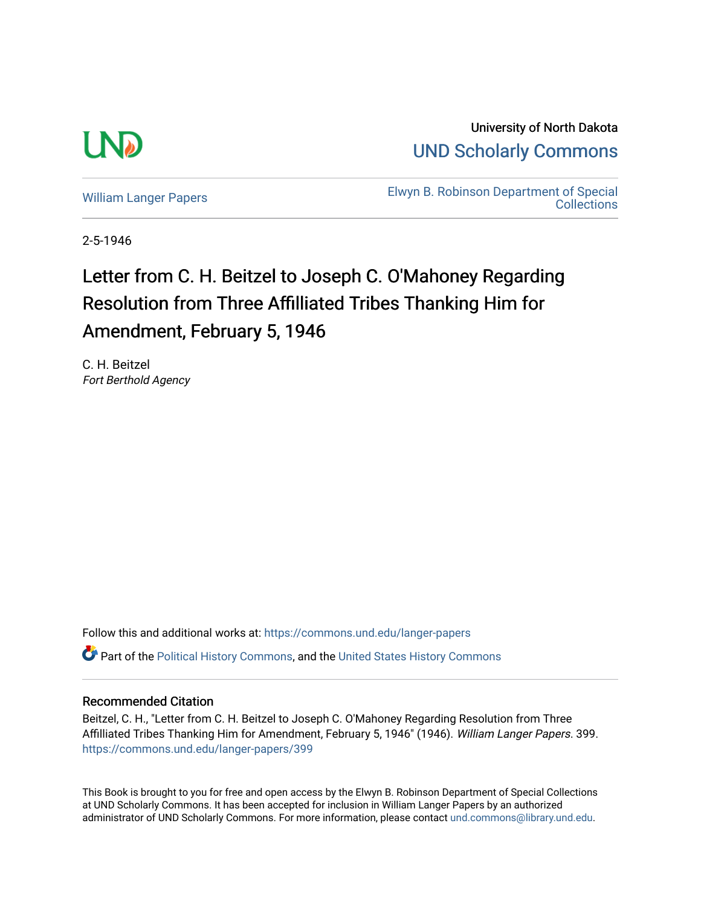University of North Dakota

UND Scholarly Commons

William Langer Papers

Elwyn B. Robinson Department of Special Collections

2-5-1946

# Letter from C. H. Beitzel to Joseph C. O'Mahoney Regarding Resolution from Three Affilliated Tribes Thanking Him for Amendment, February 5, 1946

C. H. Beitzel
*Fort Berthold Agency*

Follow this and additional works at: https://commons.und.edu/langer-papers

Part of the Political History Commons, and the United States History Commons

## Recommended Citation

Beitzel, C. H., "Letter from C. H. Beitzel to Joseph C. O'Mahoney Regarding Resolution from Three Affilliated Tribes Thanking Him for Amendment, February 5, 1946" (1946). *William Langer Papers*. 399.
https://commons.und.edu/langer-papers/399

This Book is brought to you for free and open access by the Elwyn B. Robinson Department of Special Collections at UND Scholarly Commons. It has been accepted for inclusion in William Langer Papers by an authorized administrator of UND Scholarly Commons. For more information, please contact und.commons@library.und.edu.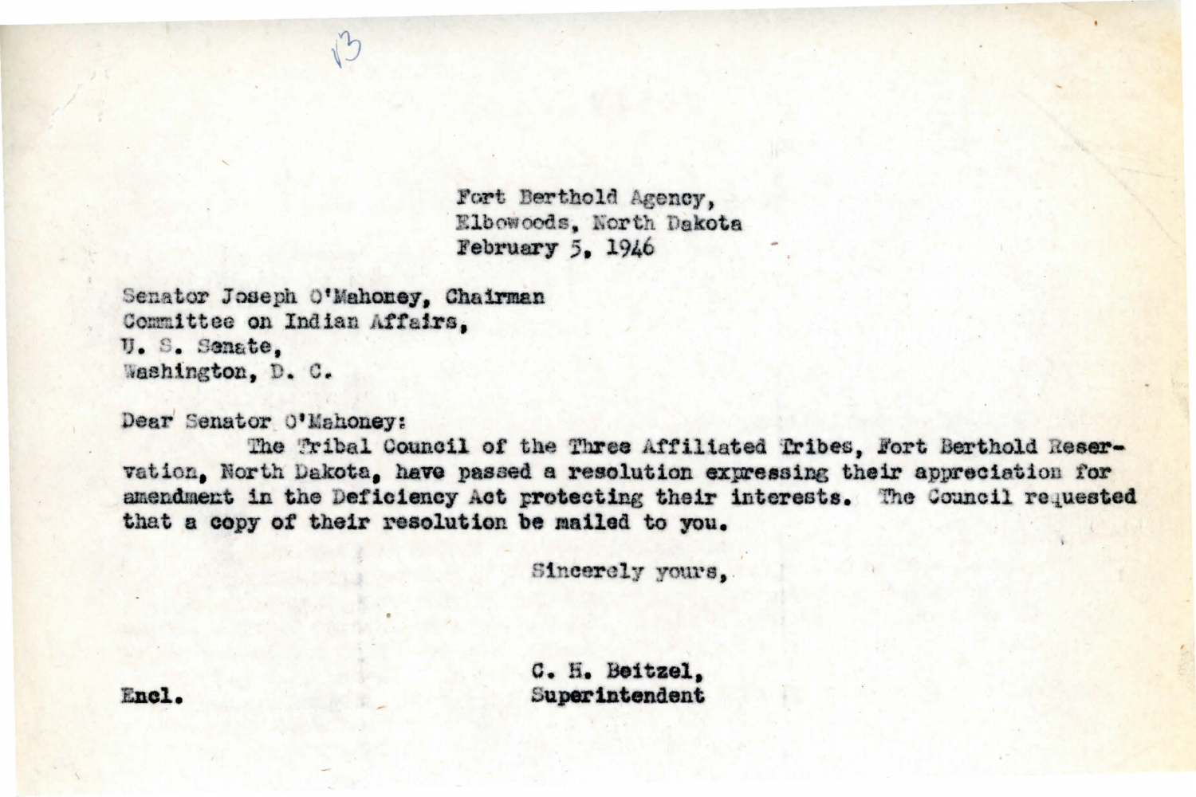Fort Berthold Agency,
Elbowoods, North Dakota
February 5, 1946

Senator Joseph O'Mahoney, Chairman
Committee on Indian Affairs,
U. S. Senate,
Washington, D. C.

Dear Senator O'Mahoney:

The Tribal Council of the Three Affiliated Tribes, Fort Berthold Reservation, North Dakota, have passed a resolution expressing their appreciation for amendment in the Deficiency Act protecting their interests. The Council requested that a copy of their resolution be mailed to you.

Sincerely yours,

C. H. Beitzel,
Superintendent

Encl.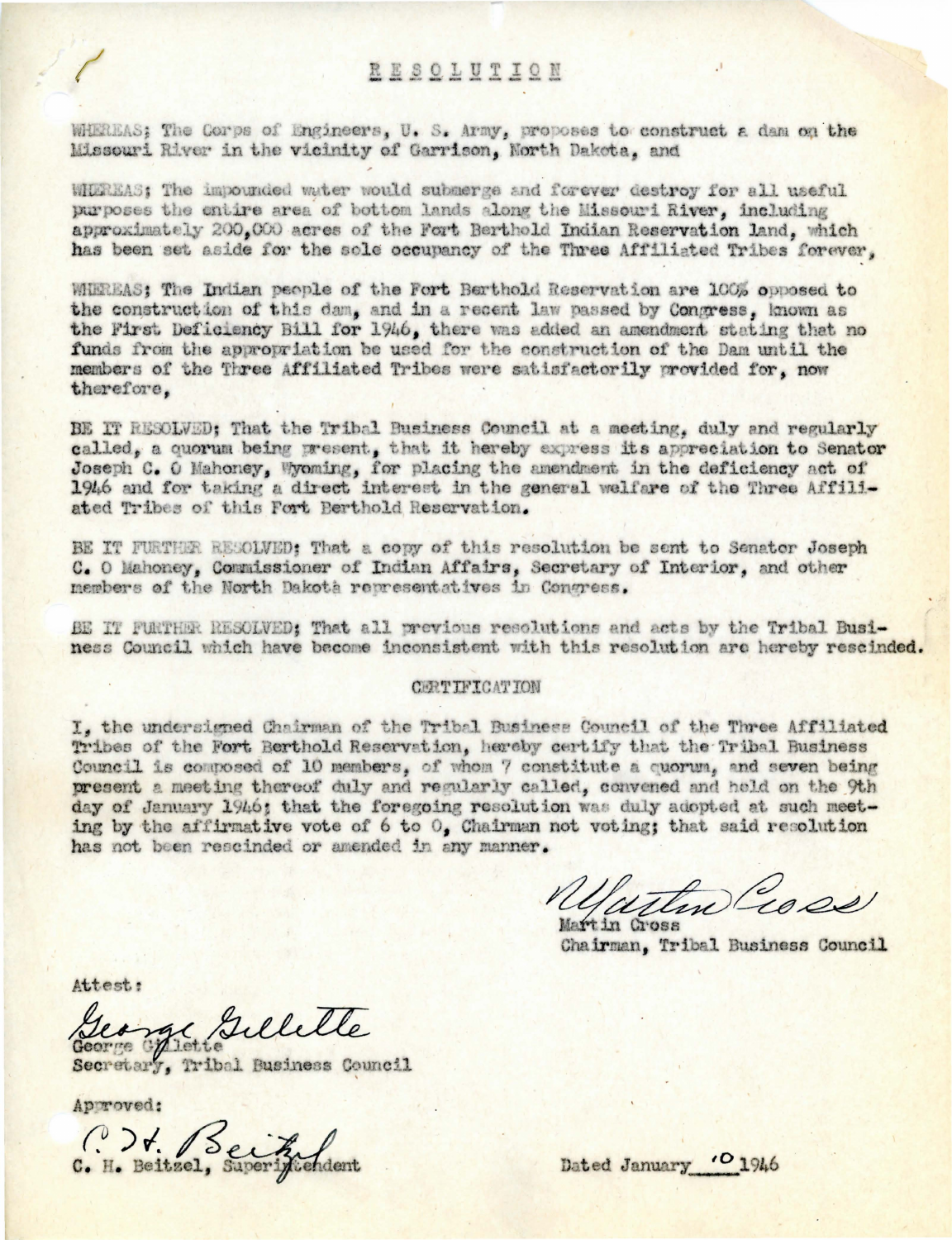# RESOLUTION

WHEREAS; The Corps of Engineers, U. S. Army, proposes to construct a dam on the Missouri River in the vicinity of Garrison, North Dakota, and

WHEREAS; The impounded water would submerge and forever destroy for all useful purposes the entire area of bottom lands along the Missouri River, including approximately 200,000 acres of the Fort Berthold Indian Reservation land, which has been set aside for the sole occupancy of the Three Affiliated Tribes forever,

WHEREAS; The Indian people of the Fort Berthold Reservation are 100% opposed to the construction of this dam, and in a recent law passed by Congress, known as the First Deficiency Bill for 1946, there was added an amendment stating that no funds from the appropriation be used for the construction of the Dam until the members of the Three Affiliated Tribes were satisfactorily provided for, now therefore,

BE IT RESOLVED; That the Tribal Business Council at a meeting, duly and regularly called, a quorum being present, that it hereby express its appreciation to Senator Joseph C. O Mahoney, Wyoming, for placing the amendment in the deficiency act of 1946 and for taking a direct interest in the general welfare of the Three Affiliated Tribes of this Fort Berthold Reservation.

BE IT FURTHER RESOLVED; That a copy of this resolution be sent to Senator Joseph C. O Mahoney, Commissioner of Indian Affairs, Secretary of Interior, and other members of the North Dakota representatives in Congress.

BE IT FURTHER RESOLVED; That all previous resolutions and acts by the Tribal Business Council which have become inconsistent with this resolution are hereby rescinded.

## CERTIFICATION

I, the undersigned Chairman of the Tribal Business Council of the Three Affiliated Tribes of the Fort Berthold Reservation, hereby certify that the Tribal Business Council is composed of 10 members, of whom 7 constitute a quorum, and seven being present a meeting thereof duly and regularly called, convened and held on the 9th day of January 1946; that the foregoing resolution was duly adopted at such meeting by the affirmative vote of 6 to 0, Chairman not voting; that said resolution has not been rescinded or amended in any manner.

Martin Cross
Martin Cross
Chairman, Tribal Business Council

Attest:

George Gillette
George Gillette
Secretary, Tribal Business Council

Approved:

C. H. Beitzel
C. H. Beitzel, Superintendent

Dated January 10 1946